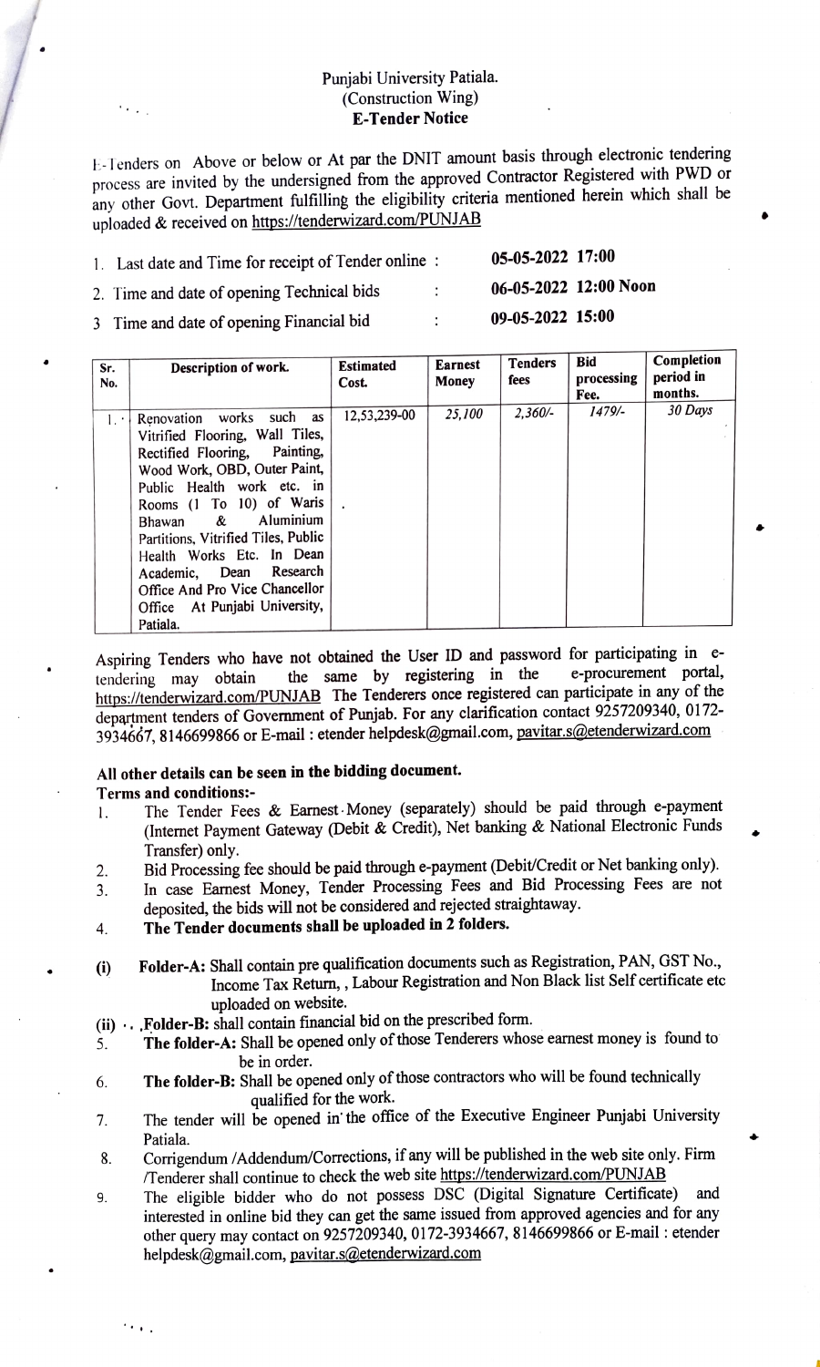Punjabi University Patiala.
(Construction Wing)
**E-Tender Notice**

E-Tenders on Above or below or At par the DNIT amount basis through electronic tendering process are invited by the undersigned from the approved Contractor Registered with PWD or any other Govt. Department fulfilling the eligibility criteria mentioned herein which shall be uploaded & received on https://tenderwizard.com/PUNJAB

1. Last date and Time for receipt of Tender online : **05-05-2022 17:00**
2. Time and date of opening Technical bids : **06-05-2022 12:00 Noon**
3. Time and date of opening Financial bid : **09-05-2022 15:00**

| Sr. No. | Description of work. | Estimated Cost. | Earnest Money | Tenders fees | Bid processing Fee. | Completion period in months. |
|---|---|---|---|---|---|---|
| 1. | Renovation works such as Vitrified Flooring, Wall Tiles, Rectified Flooring, Painting, Wood Work, OBD, Outer Paint, Public Health work etc. in Rooms (1 To 10) of Waris Bhawan & Aluminium Partitions, Vitrified Tiles, Public Health Works Etc. In Dean Academic, Dean Research Office And Pro Vice Chancellor Office At Punjabi University, Patiala. | 12,53,239-00 | 25,100 | 2,360/- | 1479/- | 30 Days |

Aspiring Tenders who have not obtained the User ID and password for participating in e-tendering may obtain the same by registering in the e-procurement portal, https://tenderwizard.com/PUNJAB The Tenderers once registered can participate in any of the department tenders of Government of Punjab. For any clarification contact 9257209340, 0172-3934667, 8146699866 or E-mail : etender helpdesk@gmail.com, pavitar.s@etenderwizard.com

**All other details can be seen in the bidding document.**

**Terms and conditions:-**

1. The Tender Fees & Earnest Money (separately) should be paid through e-payment (Internet Payment Gateway (Debit & Credit), Net banking & National Electronic Funds Transfer) only.
2. Bid Processing fee should be paid through e-payment (Debit/Credit or Net banking only).
3. In case Earnest Money, Tender Processing Fees and Bid Processing Fees are not deposited, the bids will not be considered and rejected straightaway.
4. **The Tender documents shall be uploaded in 2 folders.**

(i) **Folder-A:** Shall contain pre qualification documents such as Registration, PAN, GST No., Income Tax Return, , Labour Registration and Non Black list Self certificate etc uploaded on website.

(ii) **Folder-B:** shall contain financial bid on the prescribed form.

5. **The folder-A:** Shall be opened only of those Tenderers whose earnest money is found to be in order.
6. **The folder-B:** Shall be opened only of those contractors who will be found technically qualified for the work.
7. The tender will be opened in the office of the Executive Engineer Punjabi University Patiala.
8. Corrigendum /Addendum/Corrections, if any will be published in the web site only. Firm /Tenderer shall continue to check the web site https://tenderwizard.com/PUNJAB
9. The eligible bidder who do not possess DSC (Digital Signature Certificate) and interested in online bid they can get the same issued from approved agencies and for any other query may contact on 9257209340, 0172-3934667, 8146699866 or E-mail : etender helpdesk@gmail.com, pavitar.s@etenderwizard.com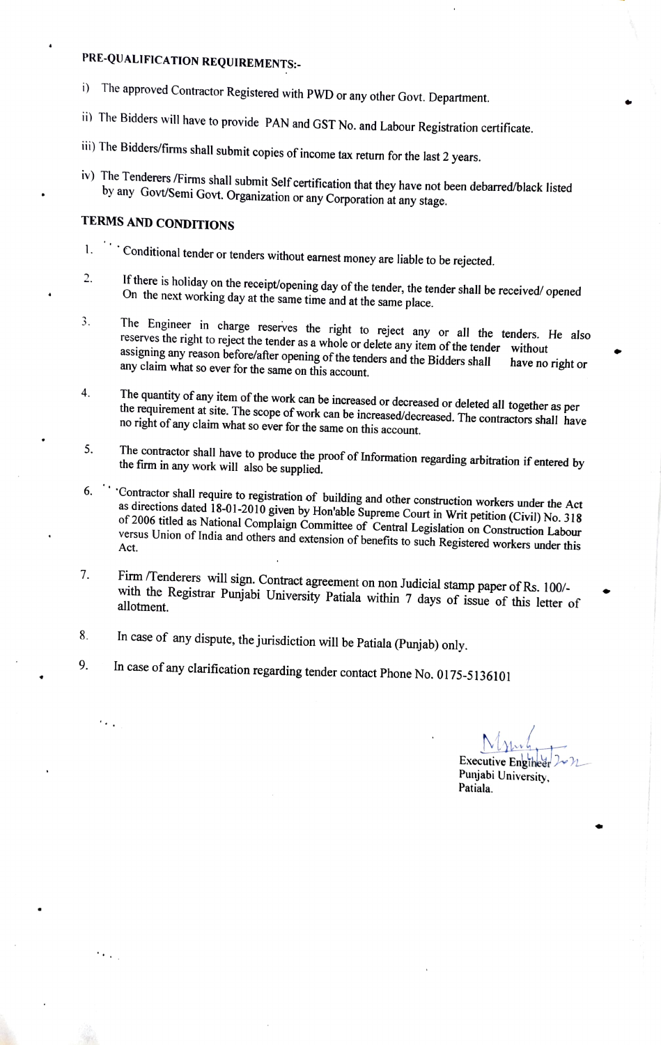## PRE-QUALIFICATION REQUIREMENTS:-

i) The approved Contractor Registered with PWD or any other Govt. Department.

ii) The Bidders will have to provide PAN and GST No. and Labour Registration certificate.

iii) The Bidders/firms shall submit copies of income tax return for the last 2 years.

iv) The Tenderers /Firms shall submit Self certification that they have not been debarred/black listed by any Govt/Semi Govt. Organization or any Corporation at any stage.

## TERMS AND CONDITIONS

1. Conditional tender or tenders without earnest money are liable to be rejected.

2. If there is holiday on the receipt/opening day of the tender, the tender shall be received/ opened On the next working day at the same time and at the same place.

3. The Engineer in charge reserves the right to reject any or all the tenders. He also reserves the right to reject the tender as a whole or delete any item of the tender without assigning any reason before/after opening of the tenders and the Bidders shall have no right or any claim what so ever for the same on this account.

4. The quantity of any item of the work can be increased or decreased or deleted all together as per the requirement at site. The scope of work can be increased/decreased. The contractors shall have no right of any claim what so ever for the same on this account.

5. The contractor shall have to produce the proof of Information regarding arbitration if entered by the firm in any work will also be supplied.

6. Contractor shall require to registration of building and other construction workers under the Act as directions dated 18-01-2010 given by Hon'able Supreme Court in Writ petition (Civil) No. 318 of 2006 titled as National Complaign Committee of Central Legislation on Construction Labour versus Union of India and others and extension of benefits to such Registered workers under this Act.

7. Firm /Tenderers will sign. Contract agreement on non Judicial stamp paper of Rs. 100/- with the Registrar Punjabi University Patiala within 7 days of issue of this letter of allotment.

8. In case of any dispute, the jurisdiction will be Patiala (Punjab) only.

9. In case of any clarification regarding tender contact Phone No. 0175-5136101

Executive Engineer
Punjabi University,
Patiala.